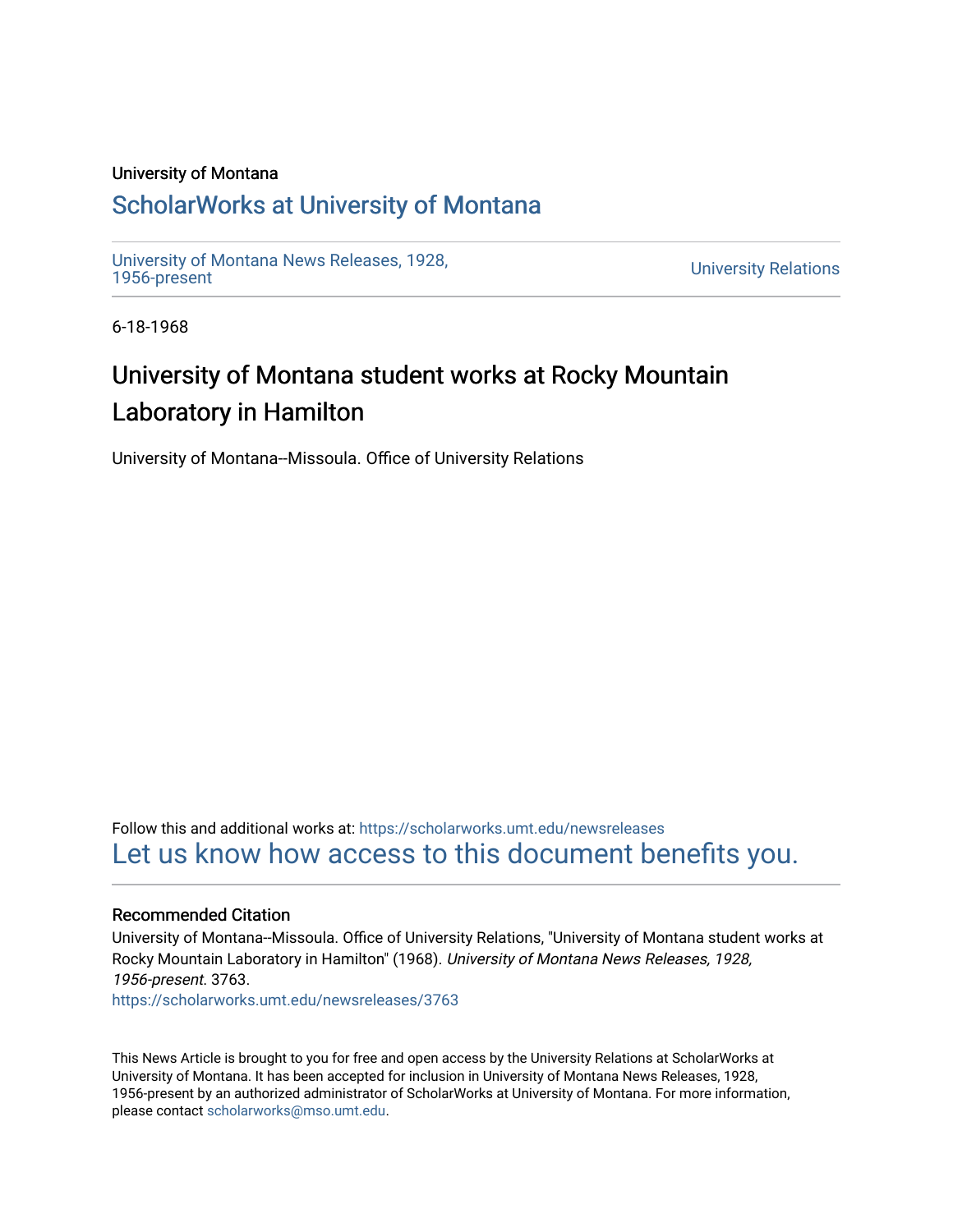University of Montana

# ScholarWorks at University of Montana

University of Montana News Releases, 1928, 1956-present

University Relations

6-18-1968

## University of Montana student works at Rocky Mountain Laboratory in Hamilton

University of Montana--Missoula. Office of University Relations

Follow this and additional works at: https://scholarworks.umt.edu/newsreleases

Let us know how access to this document benefits you.

### Recommended Citation

University of Montana--Missoula. Office of University Relations, "University of Montana student works at Rocky Mountain Laboratory in Hamilton" (1968). *University of Montana News Releases, 1928, 1956-present*. 3763.

https://scholarworks.umt.edu/newsreleases/3763

This News Article is brought to you for free and open access by the University Relations at ScholarWorks at University of Montana. It has been accepted for inclusion in University of Montana News Releases, 1928, 1956-present by an authorized administrator of ScholarWorks at University of Montana. For more information, please contact scholarworks@mso.umt.edu.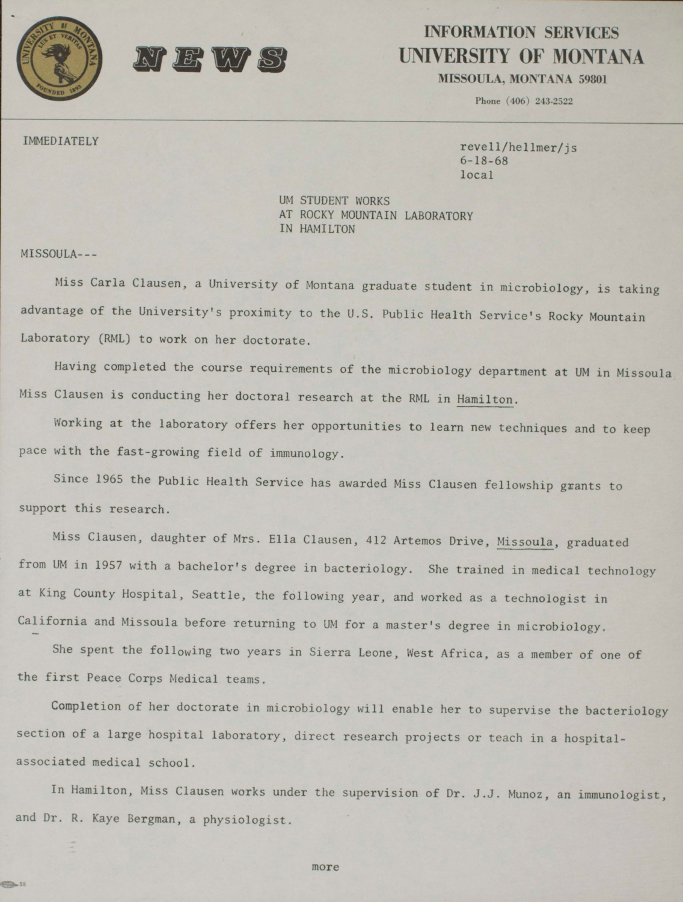**NEWS**

**INFORMATION SERVICES**
**UNIVERSITY OF MONTANA**
**MISSOULA, MONTANA 59801**

Phone (406) 243-2522

IMMEDIATELY

revell/hellmer/js
6-18-68
local

UM STUDENT WORKS
AT ROCKY MOUNTAIN LABORATORY
IN HAMILTON

MISSOULA---

Miss Carla Clausen, a University of Montana graduate student in microbiology, is taking advantage of the University's proximity to the U.S. Public Health Service's Rocky Mountain Laboratory (RML) to work on her doctorate.

Having completed the course requirements of the microbiology department at UM in Missoula Miss Clausen is conducting her doctoral research at the RML in Hamilton.

Working at the laboratory offers her opportunities to learn new techniques and to keep pace with the fast-growing field of immunology.

Since 1965 the Public Health Service has awarded Miss Clausen fellowship grants to support this research.

Miss Clausen, daughter of Mrs. Ella Clausen, 412 Artemos Drive, Missoula, graduated from UM in 1957 with a bachelor's degree in bacteriology. She trained in medical technology at King County Hospital, Seattle, the following year, and worked as a technologist in California and Missoula before returning to UM for a master's degree in microbiology.

She spent the following two years in Sierra Leone, West Africa, as a member of one of the first Peace Corps Medical teams.

Completion of her doctorate in microbiology will enable her to supervise the bacteriology section of a large hospital laboratory, direct research projects or teach in a hospital-associated medical school.

In Hamilton, Miss Clausen works under the supervision of Dr. J.J. Munoz, an immunologist, and Dr. R. Kaye Bergman, a physiologist.

more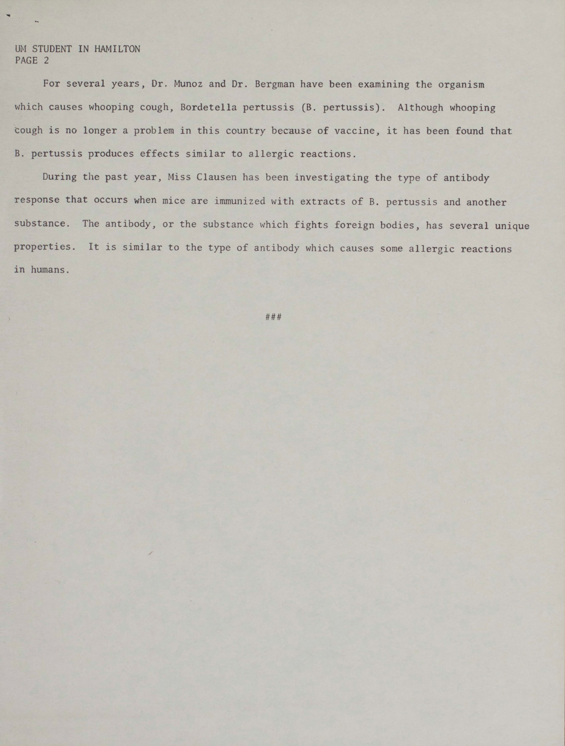For several years, Dr. Munoz and Dr. Bergman have been examining the organism which causes whooping cough, Bordetella pertussis (B. pertussis). Although whooping cough is no longer a problem in this country because of vaccine, it has been found that B. pertussis produces effects similar to allergic reactions.

During the past year, Miss Clausen has been investigating the type of antibody response that occurs when mice are immunized with extracts of B. pertussis and another substance. The antibody, or the substance which fights foreign bodies, has several unique properties. It is similar to the type of antibody which causes some allergic reactions in humans.

###